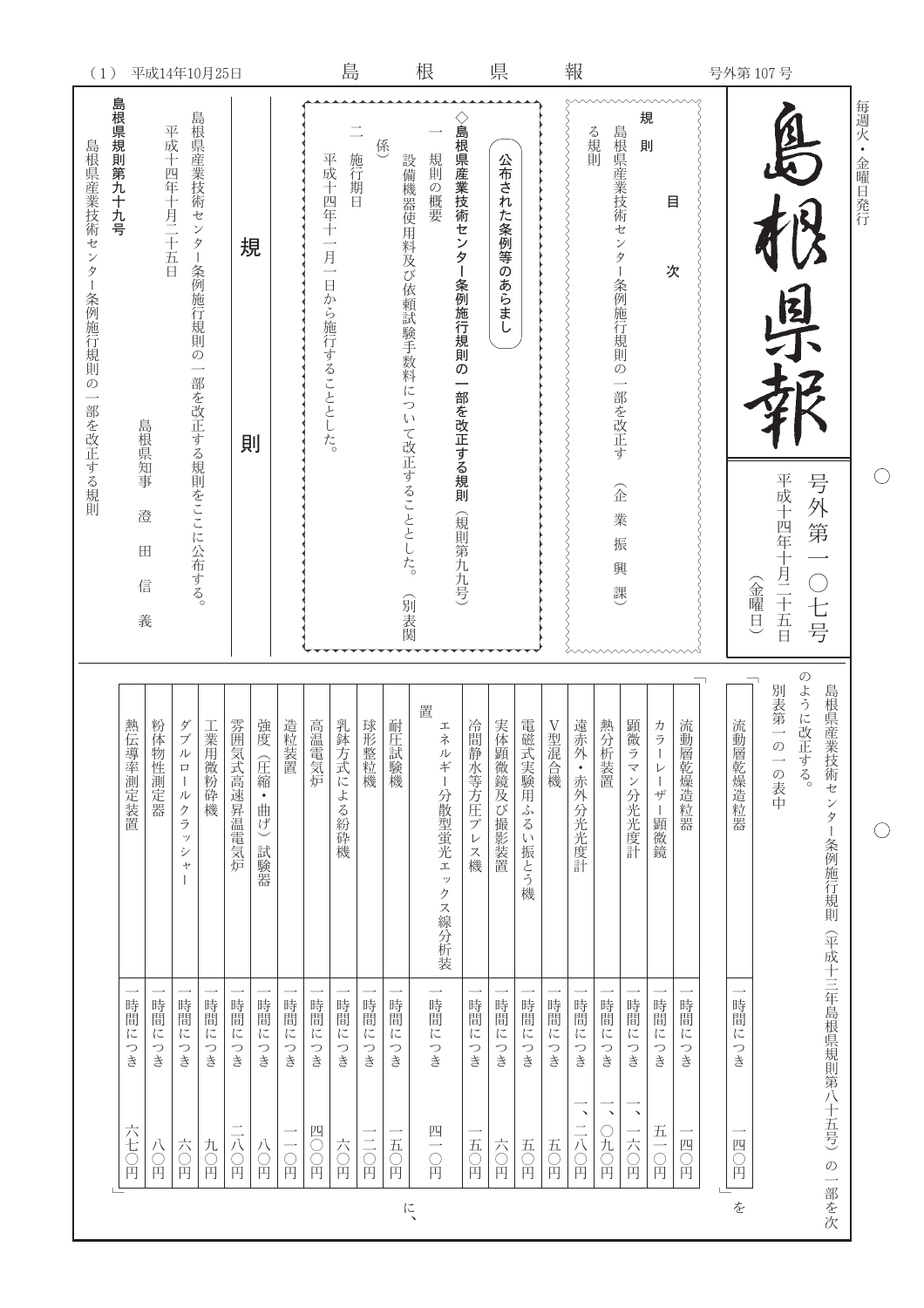# 島根県報

毎週火・金曜日発行

号外第一〇七号

平成十四年十月二十五日（金曜日）

## 目次

### 規則

島根県産業技術センター条例施行規則の一部を改正する規則（企業振興課）

---

**公布された条例等のあらまし**

**◇島根県産業技術センター条例施行規則の一部を改正する規則**（規則第九九号）

一　規則の概要

設備機器使用料及び依頼試験手数料について改正することとした。（別表関係）

二　施行期日

平成十四年十一月一日から施行することとした。

---

## 規則

島根県産業技術センター条例施行規則の一部を改正する規則をここに公布する。

平成十四年十月二十五日

島根県知事　澄田信義

**島根県規則第九十九号**

島根県産業技術センター条例施行規則の一部を改正する規則

島根県産業技術センター条例施行規則（平成十三年島根県規則第八十五号）の一部を次のように改正する。

別表第一の一の表中

「

| | | |
|---|---|---|
| 流動層乾燥造粒器 | 一時間につき | 一四〇円 |

」を

「

| | | |
|---|---|---|
| 流動層乾燥造粒器 | 一時間につき | 一四〇円 |
| カラーレーザー顕微鏡 | 一時間につき | 五一〇円 |
| 顕微ラマン分光光度計 | 一時間につき | 一、一六〇円 |
| 熱分析装置 | 一時間につき | 一、〇九〇円 |
| 遠赤外・赤外分光光度計 | 一時間につき | 一、二八〇円 |
| V型混合機 | 一時間につき | 五〇円 |
| 電磁式実験用ふるい振とう機 | 一時間につき | 五〇円 |
| 実体顕微鏡及び撮影装置 | 一時間につき | 六〇円 |
| 冷間静水等方圧プレス機 | 一時間につき | 一五〇円 |
| エネルギー分散型蛍光エックス線分析装置 | 一時間につき | 四一〇円 |
| 耐圧試験機 | 一時間につき | 一五〇円 |
| 球形整粒機 | 一時間につき | 一二〇円 |
| 乳鉢方式による紛砕機 | 一時間につき | 六〇円 |
| 高温電気炉 | 一時間につき | 四〇〇円 |
| 造粒装置 | 一時間につき | 一一〇円 |
| 強度（圧縮・曲げ）試験器 | 一時間につき | 八〇円 |
| 雰囲気式高速昇温電気炉 | 一時間につき | 二八〇円 |
| 工業用微粉砕機 | 一時間につき | 九〇円 |
| ダブルロールクラッシャー | 一時間につき | 六〇円 |
| 粉体物性測定器 | 一時間につき | 八〇円 |
| 熱伝導率測定装置 | 一時間につき | 六七〇円 |

」に、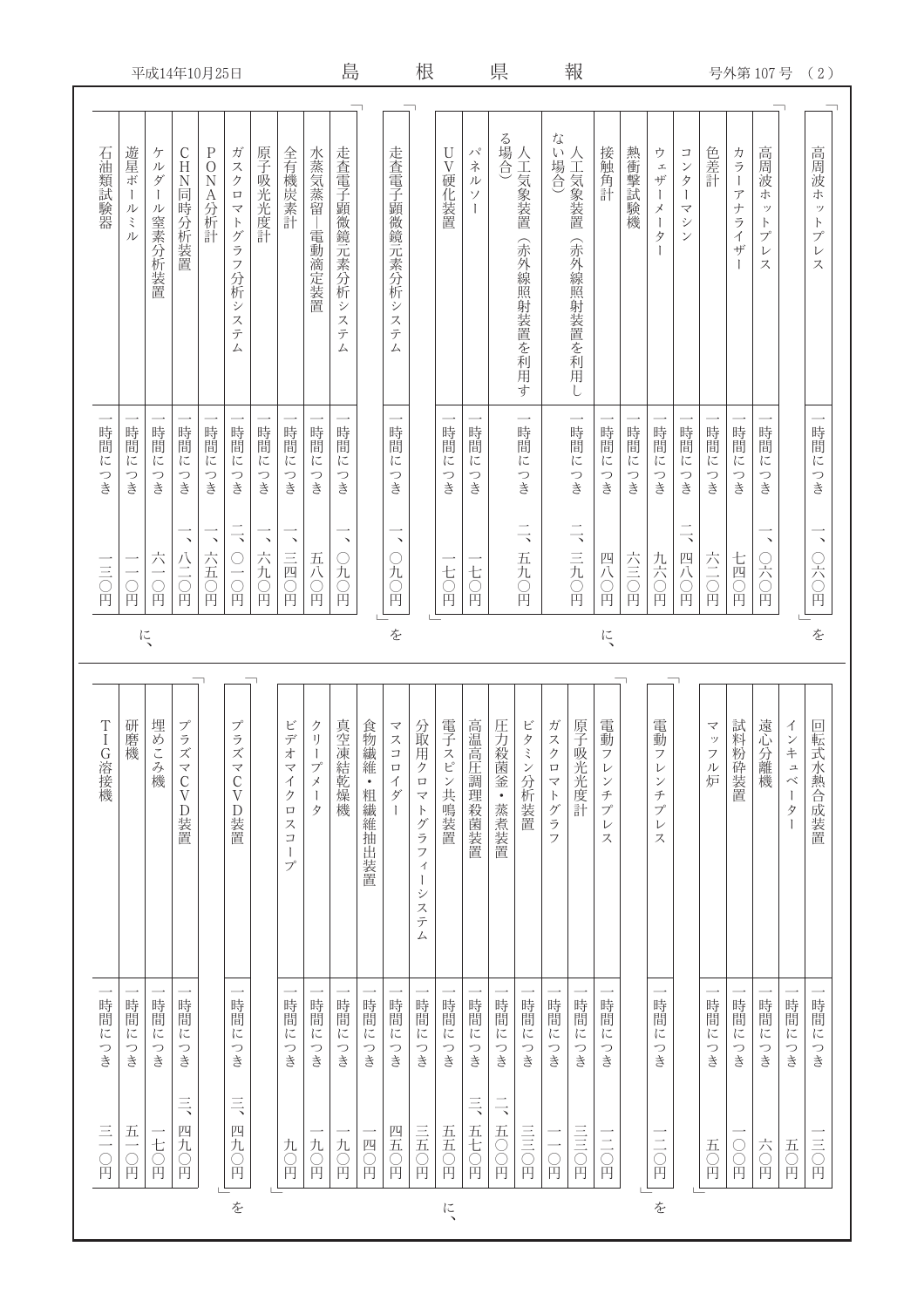| | | |
|---|---|---|
| 高周波ホットプレス | 一時間につき | 一、〇六〇円 |

を

| | | |
|---|---|---|
| 高周波ホットプレス | 一時間につき | 一、〇六〇円 |
| カラーアナライザー | 一時間につき | 七四〇円 |
| 色差計 | 一時間につき | 六二〇円 |
| コンターマシン | 一時間につき | 二、四八〇円 |
| ウェザーメーター | 一時間につき | 九六〇円 |
| 熱衝撃試験機 | 一時間につき | 六三〇円 |
| 接触角計 | 一時間につき | 四八〇円 |
| 人工気象装置（赤外線照射装置を利用しない場合） | 一時間につき | 二、三九〇円 |
| 人工気象装置（赤外線照射装置を利用する場合） | 一時間につき | 二、五九〇円 |
| パネルソー | 一時間につき | 一七〇円 |
| UV硬化装置 | 一時間につき | 一七〇円 |

に、

| | | |
|---|---|---|
| 走査電子顕微鏡元素分析システム | 一時間につき | 一、〇九〇円 |

を

| | | |
|---|---|---|
| 走査電子顕微鏡元素分析システム | 一時間につき | 一、〇九〇円 |
| 水蒸気蒸留―電動滴定装置 | 一時間につき | 五八〇円 |
| 全有機炭素計 | 一時間につき | 一、三四〇円 |
| 原子吸光度計 | 一時間につき | 一、六九〇円 |
| ガスクロマトグラフ分析システム | 一時間につき | 二、〇一〇円 |
| PONA分析計 | 一時間につき | 一、六五〇円 |
| CHN同時分析装置 | 一時間につき | 一、八二〇円 |
| ケルダール窒素分析装置 | 一時間につき | 六一〇円 |
| 遊星ボールミル | 一時間につき | 一一〇円 |
| 石油類試験器 | 一時間につき | 一三〇円 |
| 回転式水熱合成装置 | 一時間につき | 一三〇円 |
| インキュベーター | 一時間につき | 五〇円 |
| 遠心分離機 | 一時間につき | 六〇円 |
| 試料粉砕装置 | 一時間につき | 一〇〇円 |
| マッフル炉 | 一時間につき | 五〇円 |

に、

| | | |
|---|---|---|
| 電動フレンチプレス | 一時間につき | 一二〇円 |

を

| | | |
|---|---|---|
| 電動フレンチプレス | 一時間につき | 一二〇円 |
| 原子吸光度計 | 一時間につき | 三三〇円 |
| ガスクロマトグラフ | 一時間につき | 一一〇円 |
| ビタミン分析装置 | 一時間につき | 三三〇円 |
| 圧力殺菌釜・蒸煮装置 | 一時間につき | 二、五〇〇円 |
| 高温高圧調理殺菌装置 | 一時間につき | 三、五七〇円 |
| 電子スピン共鳴装置 | 一時間につき | 五五〇円 |
| 分取用クロマトグラフィーシステム | 一時間につき | 三五〇円 |
| マスコロイダー | 一時間につき | 四五〇円 |
| 食物繊維・粗繊維抽出装置 | 一時間につき | 一四〇円 |
| 真空凍結乾燥機 | 一時間につき | 一九〇円 |
| クリープメータ | 一時間につき | 一九〇円 |
| ビデオマイクロスコープ | 一時間につき | 九〇円 |

に、

| | | |
|---|---|---|
| プラズマCVD装置 | 一時間につき | 三、四九〇円 |

を

| | | |
|---|---|---|
| プラズマCVD装置 | 一時間につき | 三、四九〇円 |
| 埋めこみ機 | 一時間につき | 一七〇円 |
| 研磨機 | 一時間につき | 五一〇円 |
| TIG溶接機 | 一時間につき | 三一〇円 |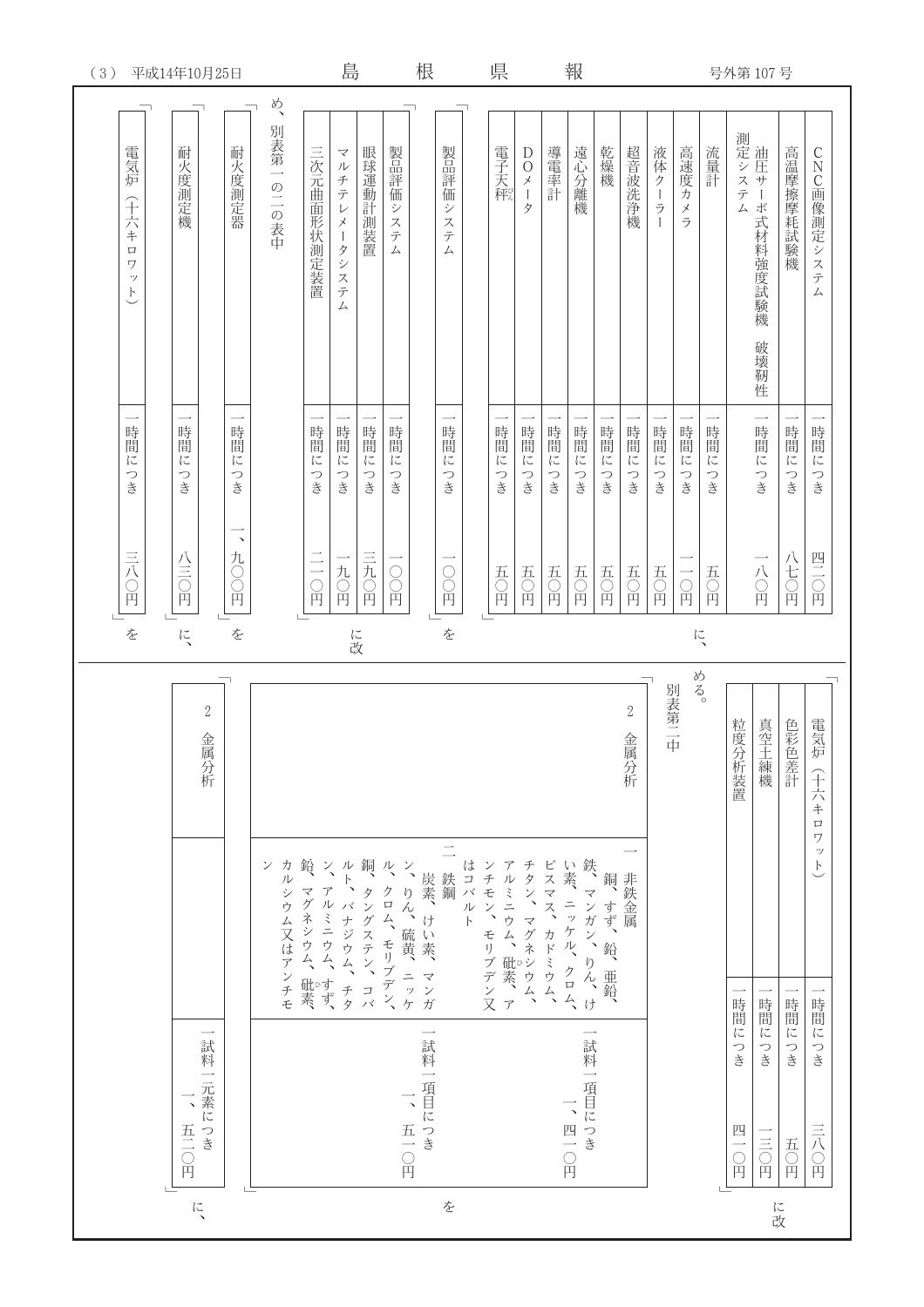| | | |
|---|---|---|
| CNC画像測定システム | 一時間につき | 四二〇円 |
| 高温摩擦摩耗試験機 | 一時間につき | 八七〇円 |
| 油圧サーボ式材料強度試験機　破壊靱性測定システム | 一時間につき | 一八〇円 |
| 流量計 | 一時間につき | 五〇円 |
| 高速度カメラ | 一時間につき | 一一〇円 |
| 液体クーラー | 一時間につき | 五〇円 |
| 超音波洗浄機 | 一時間につき | 五〇円 |
| 乾燥機 | 一時間につき | 五〇円 |
| 遠心分離機 | 一時間につき | 五〇円 |
| 導電率計 | 一時間につき | 五〇円 |
| DOメータ | 一時間につき | 五〇円 |
| 電子天秤 | 一時間につき | 五〇円 |

に、

| | | |
|---|---|---|
| 製品評価システム | 一時間につき | 一〇〇円 |

を

| | | |
|---|---|---|
| 製品評価システム | 一時間につき | 一〇〇円 |
| 眼球運動計測装置 | 一時間につき | 三九〇円 |
| マルチテレメータシステム | 一時間につき | 一九〇円 |
| 三次元曲面形状測定装置 | 一時間につき | 二一〇円 |

に改め、別表第一の二の表中

| | | |
|---|---|---|
| 耐火度測定器 | 一時間につき | 一、九〇〇円 |

を

| | | |
|---|---|---|
| 耐火度測定機 | 一時間につき | 八三〇円 |

に、

| | | |
|---|---|---|
| 電気炉（十六キロワット） | 一時間につき | 三八〇円 |

を

| | | |
|---|---|---|
| 電気炉（十六キロワット） | 一時間につき | 三八〇円 |
| 色彩色差計 | 一時間につき | 五〇円 |
| 真空土練機 | 一時間につき | 一三〇円 |
| 粒度分析装置 | 一時間につき | 四一〇円 |

に改める。

別表第二中

| | | |
|---|---|---|
| 2　金属分析 | 一　非鉄金属　銅、すず、鉛、亜鉛、鉄、マンガン、りん、けい素、ニッケル、クロム、ビスマス、カドミウム、チタン、マグネシウム、アルミニウム、砒素、アンチモン、モリブデン又はコバルト | 一試料一項目につき　一、四一〇円 |
| | 二　鉄鋼　炭素、けい素、マンガン、りん、硫黄、ニッケル、クロム、モリブデン、銅、タングステン、コバルト、バナジウム、チタン、アルミニウム、すず、鉛、マグネシウム、砒素、カルシウム又はアンチモン | 一試料一項目につき　一、五一〇円 |

を

| | | |
|---|---|---|
| 2　金属分析 | | 一試料一元素につき　一、五二〇円 |

に、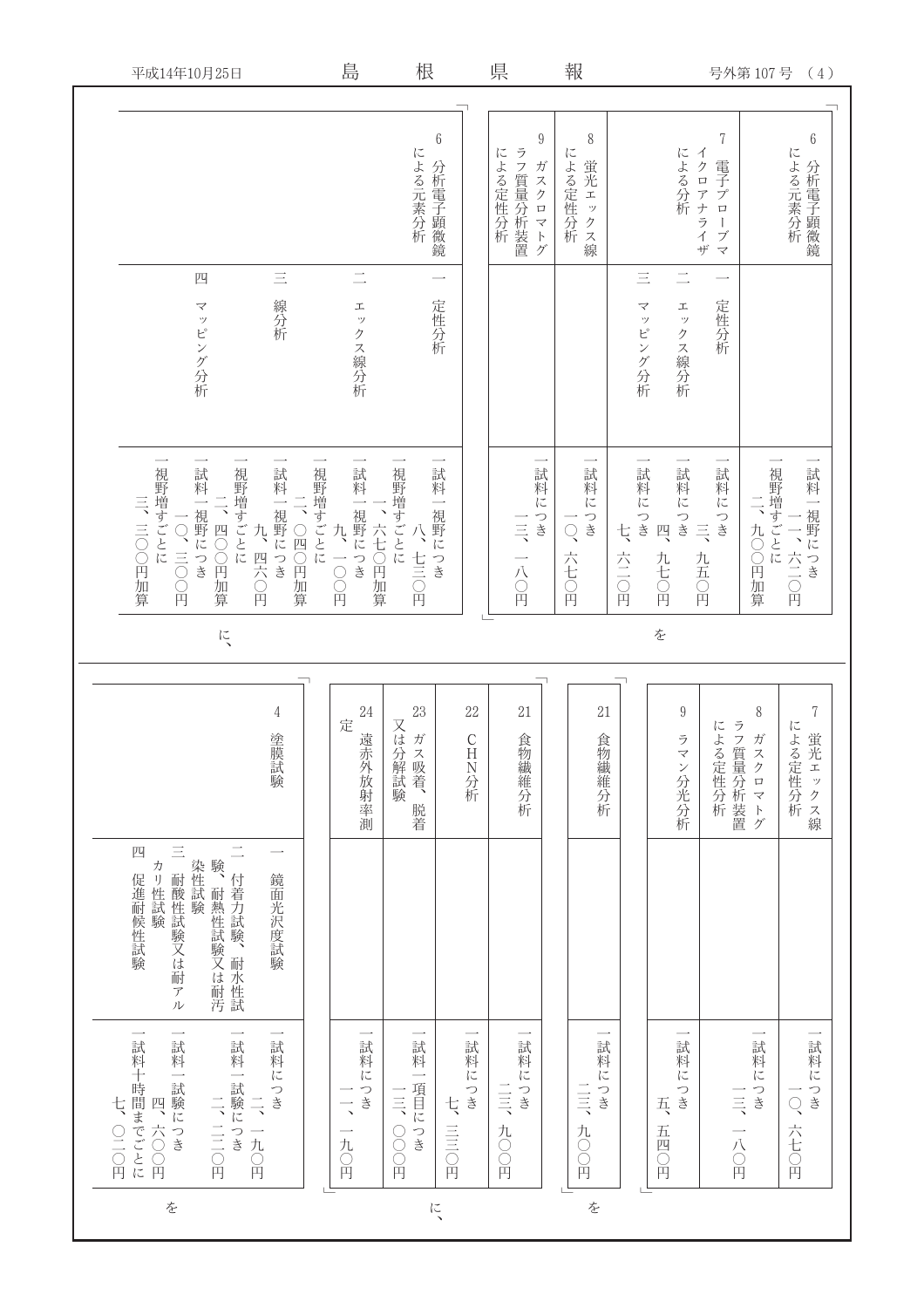| 項目 | 区分 | 金額 |
|---|---|---|
| 6 分析電子顕微鏡による元素分析 | | 一試料一視野につき 一一、六二〇円 一視野増すごとに 二、九〇〇円加算 |
| 7 電子プローブマイクロアナライザによる分析 | 一 定性分析 | 一試料につき 三、九五〇円 |
| | 二 エックス線分析 | 一試料につき 四、九七〇円 |
| | 三 マッピング分析 | 一試料につき 七、六二〇円 |
| 8 蛍光エックス線による定性分析 | | 一試料につき 一〇、六七〇円 |
| 9 ガスクロマトグラフ質量分析装置による定性分析 | | 一試料につき 一三、一八〇円 |

を

| 項目 | 区分 | 金額 |
|---|---|---|
| 6 分析電子顕微鏡による元素分析 | 一 定性分析 | 一試料一視野につき 八、七三〇円 一視野増すごとに 一、六七〇円加算 |
| | 二 エックス線分析 | 一試料一視野につき 九、一〇〇円 一視野増すごとに 二、〇四〇円加算 |
| | 三 線分析 | 一試料一視野につき 九、四六〇円 一視野増すごとに 二、四〇〇円加算 |
| | 四 マッピング分析 | 一試料一視野につき 一〇、三〇〇円 一視野増すごとに 三、三〇〇円加算 |

に、

| 項目 | 区分 | 金額 |
|---|---|---|
| 7 蛍光エックス線による定性分析 | | 一試料につき 一〇、六七〇円 |
| 8 ガスクロマトグラフ質量分析装置による定性分析 | | 一試料につき 一三、一八〇円 |
| 9 ラマン分光分析 | | 一試料につき 五、五四〇円 |

に改め、

| 項目 | 区分 | 金額 |
|---|---|---|
| 21 食物繊維分析 | | 一試料につき 二三、九〇〇円 |

を

| 項目 | 区分 | 金額 |
|---|---|---|
| 21 食物繊維分析 | | 一試料につき 二三、九〇〇円 |
| 22 CHN分析 | | 一試料につき 七、三三〇円 |
| 23 ガス吸着、脱着又は分解試験 | | 一試料一項目につき 一三、〇〇〇円 |
| 24 遠赤外放射率測定 | | 一試料につき 一一、一九〇円 |

に、

| 項目 | 区分 | 金額 |
|---|---|---|
| 4 塗膜試験 | 一 鏡面光沢度試験 | 一試料につき 二、一九〇円 |
| | 二 付着力試験、耐水性試験、耐熱性試験又は耐汚染性試験 | 一試料一試験につき 二、二二〇円 |
| | 三 耐酸性試験又は耐アルカリ性試験 | 一試料一試験につき 四、六〇〇円 |
| | 四 促進耐候性試験 | 一試料十時間までごとに 七、〇二〇円 |

を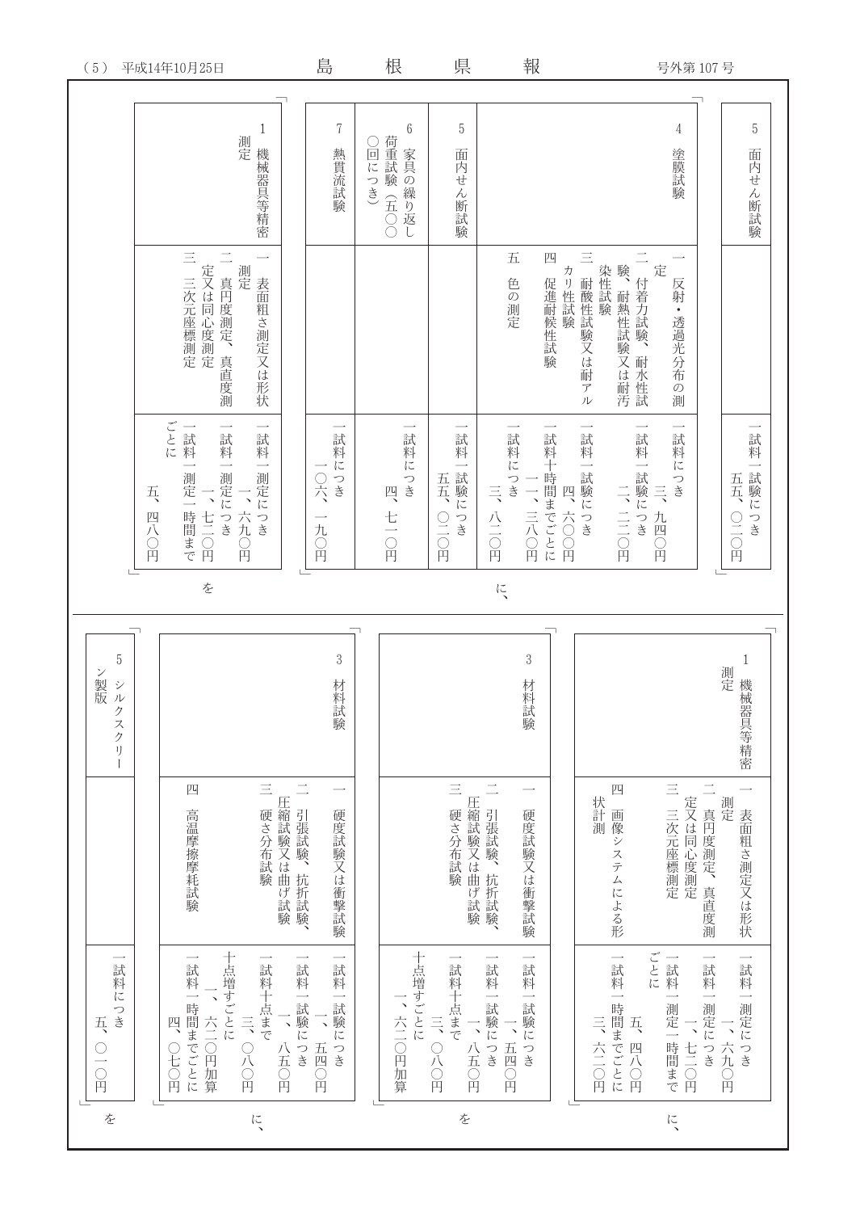| 5 | 面内せん断試験 | | 一試料一試験につき　五五、〇二〇円 |
|---|---|---|---|

に、

| 4 | 塗膜試験 | 一　反射・透過光分布の測定 | 一試料につき　三、九四〇円 |
|---|---|---|---|
| | | 二　付着力試験、耐水性試験、耐熱性試験又は耐汚染性試験 | 一試料一試験につき　二、二二〇円 |
| | | 三　耐酸性試験又は耐アルカリ性試験 | 一試料一試験につき　四、六〇〇円 |
| | | 四　促進耐候性試験 | 一試料十時間までごとに　一、一三八〇円 |
| | | 五　色の測定 | 一試料につき　三、八二〇円 |
| 5 | 面内せん断試験 | | 一試料一試験につき　五五、〇二〇円 |
| 6 | 家具の繰り返し荷重試験（五〇〇〇回につき） | | 一試料につき　四、七一〇円 |
| 7 | 熱貫流試験 | | 一試料につき　一〇六、一九〇円 |

を

| 1 | 機械器具等精密測定 | 一　表面粗さ測定又は形状測定 | 一試料一測定につき　一、六九〇円 |
|---|---|---|---|
| | | 二　真円度測定、真直度測定又は同心度測定 | 一試料一測定につき　一、七二〇円 |
| | | 三　三次元座標測定 | 一試料一測定一時間までごとに　五、四八〇円 |

に、

| 1 | 機械器具等精密測定 | 一　表面粗さ測定又は形状測定 | 一試料一測定につき　一、六九〇円 |
|---|---|---|---|
| | | 二　真円度測定、真直度測定又は同心度測定 | 一試料一測定につき　一、七二〇円 |
| | | 三　三次元座標測定 | 一試料一測定一時間までごとに　五、四八〇円 |
| | | 四　画像システムによる形状計測 | 一試料一時間までごとに　三、六二〇円 |

を

| 3 | 材料試験 | 一　硬度試験又は衝撃試験 | 一試料一試験につき　一、五四〇円 |
|---|---|---|---|
| | | 二　引張試験、抗折試験、圧縮試験又は曲げ試験 | 一試料一試験につき　一、八五〇円 |
| | | 三　硬さ分布試験 | 一試料十点まで　三、〇八〇円　十点増すごとに　一、六二〇円加算 |

に、

| 3 | 材料試験 | 一　硬度試験又は衝撃試験 | 一試料一試験につき　一、五四〇円 |
|---|---|---|---|
| | | 二　引張試験、抗折試験、圧縮試験又は曲げ試験 | 一試料一試験につき　一、八五〇円 |
| | | 三　硬さ分布試験 | 一試料十点まで　三、〇八〇円　十点増すごとに　一、六二〇円加算 |
| | | 四　高温摩擦摩耗試験 | 一試料一時間までごとに　四、〇七〇円 |

を

| 5 | シルクスクリーン製版 | | 一試料につき　五、〇一〇円 |
|---|---|---|---|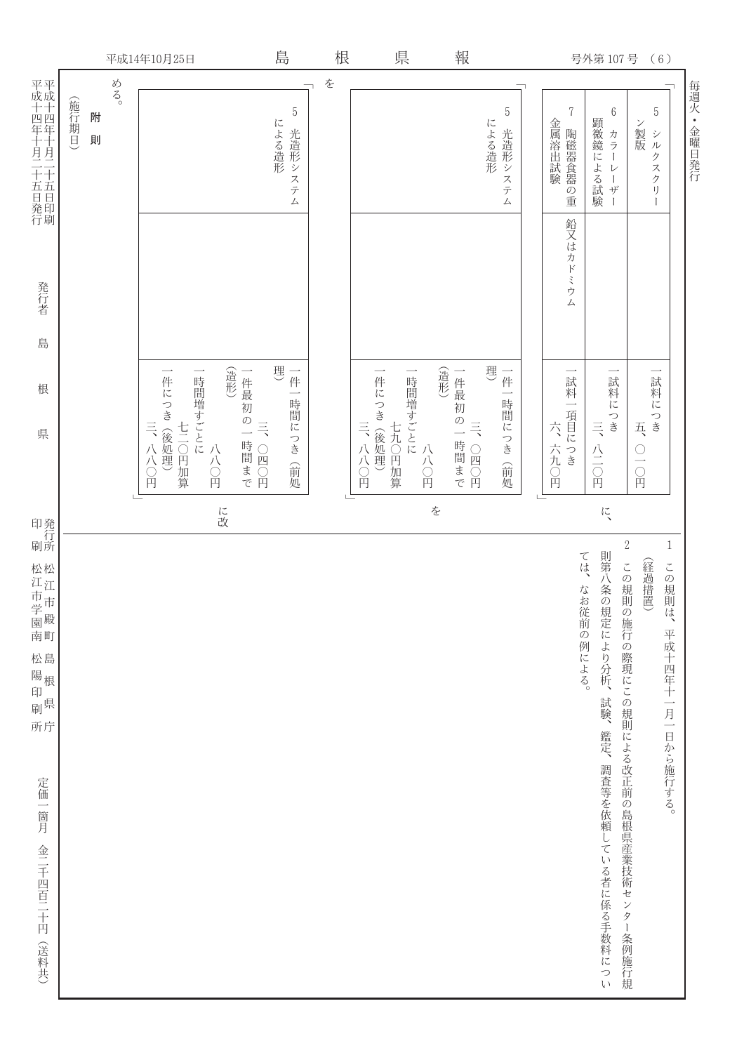| | | |
|---|---|---|
| 5　シルクスクリーン製版 | | 一試料につき　五、〇一〇円 |
| 6　カラーレーザー顕微鏡による試験 | | 一試料につき　三、八二〇円 |
| 7　陶磁器食器の重金属溶出試験 | 鉛又はカドミウム | 一試料一項目につき　六、六九〇円 |

に、

| | | |
|---|---|---|
| 5　光造形システムによる造形 | | 一件一時間につき（前処理）　三、〇四〇円<br>一件最初の一時間まで（造形）　八八〇円<br>一時間増すごとに　七九〇円加算<br>一件につき（後処理）　三、八八〇円 |

を

| | | |
|---|---|---|
| 5　光造形システムによる造形 | | 一件一時間につき（前処理）　三、〇四〇円<br>一件最初の一時間まで（造形）　八八〇円<br>一時間増すごとに　七二〇円加算<br>一件につき（後処理）　三、八八〇円 |

に改める。

**附　則**

（施行期日）

1　この規則は、平成十四年十一月一日から施行する。

（経過措置）

2　この規則の施行の際現にこの規則による改正前の島根県産業技術センター条例施行規則第八条の規定により分析、試験、鑑定、調査等を依頼している者に係る手数料については、なお従前の例による。

---

平成十四年十月二十五日印刷
平成十四年十月二十五日発行

発行者　島根県

発行所　松江市殿町　島根県庁
印刷　松江市学園南　松陽印刷所

定価一箇月　金二千四百二十円（送料共）